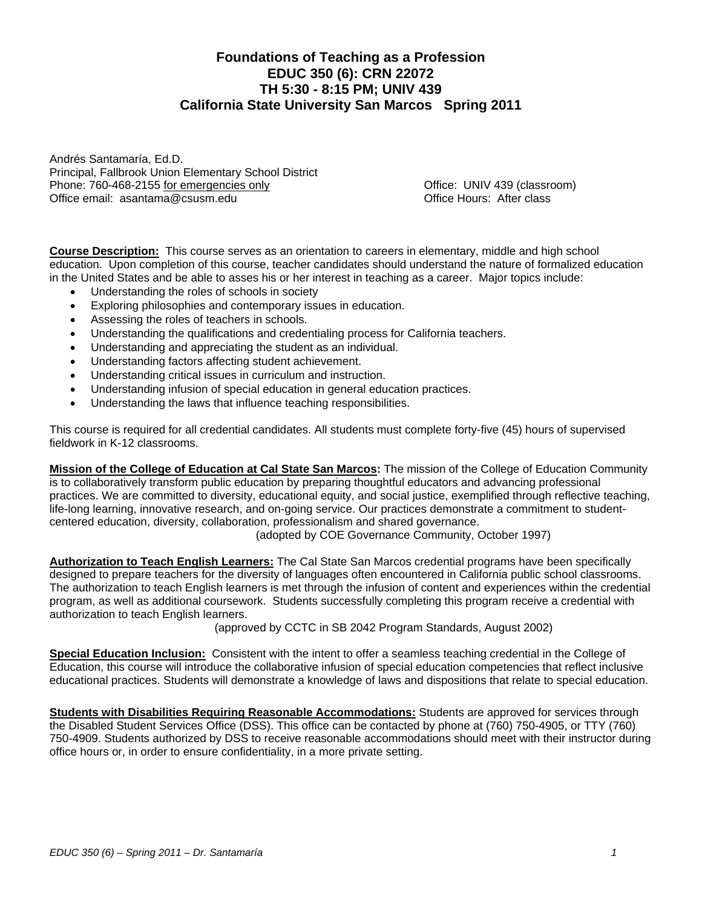# Foundations of Teaching as a Profession
## EDUC 350 (6): CRN 22072
## TH 5:30 - 8:15 PM; UNIV 439
## California State University San Marcos Spring 2011

Andrés Santamaría, Ed.D.
Principal, Fallbrook Union Elementary School District
Phone: 760-468-2155 for emergencies only
Office email: asantama@csusm.edu

Office: UNIV 439 (classroom)
Office Hours: After class

**Course Description:** This course serves as an orientation to careers in elementary, middle and high school education. Upon completion of this course, teacher candidates should understand the nature of formalized education in the United States and be able to asses his or her interest in teaching as a career. Major topics include:

- Understanding the roles of schools in society
- Exploring philosophies and contemporary issues in education.
- Assessing the roles of teachers in schools.
- Understanding the qualifications and credentialing process for California teachers.
- Understanding and appreciating the student as an individual.
- Understanding factors affecting student achievement.
- Understanding critical issues in curriculum and instruction.
- Understanding infusion of special education in general education practices.
- Understanding the laws that influence teaching responsibilities.

This course is required for all credential candidates. All students must complete forty-five (45) hours of supervised fieldwork in K-12 classrooms.

**Mission of the College of Education at Cal State San Marcos:** The mission of the College of Education Community is to collaboratively transform public education by preparing thoughtful educators and advancing professional practices. We are committed to diversity, educational equity, and social justice, exemplified through reflective teaching, life-long learning, innovative research, and on-going service. Our practices demonstrate a commitment to student-centered education, diversity, collaboration, professionalism and shared governance.

(adopted by COE Governance Community, October 1997)

**Authorization to Teach English Learners:** The Cal State San Marcos credential programs have been specifically designed to prepare teachers for the diversity of languages often encountered in California public school classrooms. The authorization to teach English learners is met through the infusion of content and experiences within the credential program, as well as additional coursework. Students successfully completing this program receive a credential with authorization to teach English learners.

(approved by CCTC in SB 2042 Program Standards, August 2002)

**Special Education Inclusion:** Consistent with the intent to offer a seamless teaching credential in the College of Education, this course will introduce the collaborative infusion of special education competencies that reflect inclusive educational practices. Students will demonstrate a knowledge of laws and dispositions that relate to special education.

**Students with Disabilities Requiring Reasonable Accommodations:** Students are approved for services through the Disabled Student Services Office (DSS). This office can be contacted by phone at (760) 750-4905, or TTY (760) 750-4909. Students authorized by DSS to receive reasonable accommodations should meet with their instructor during office hours or, in order to ensure confidentiality, in a more private setting.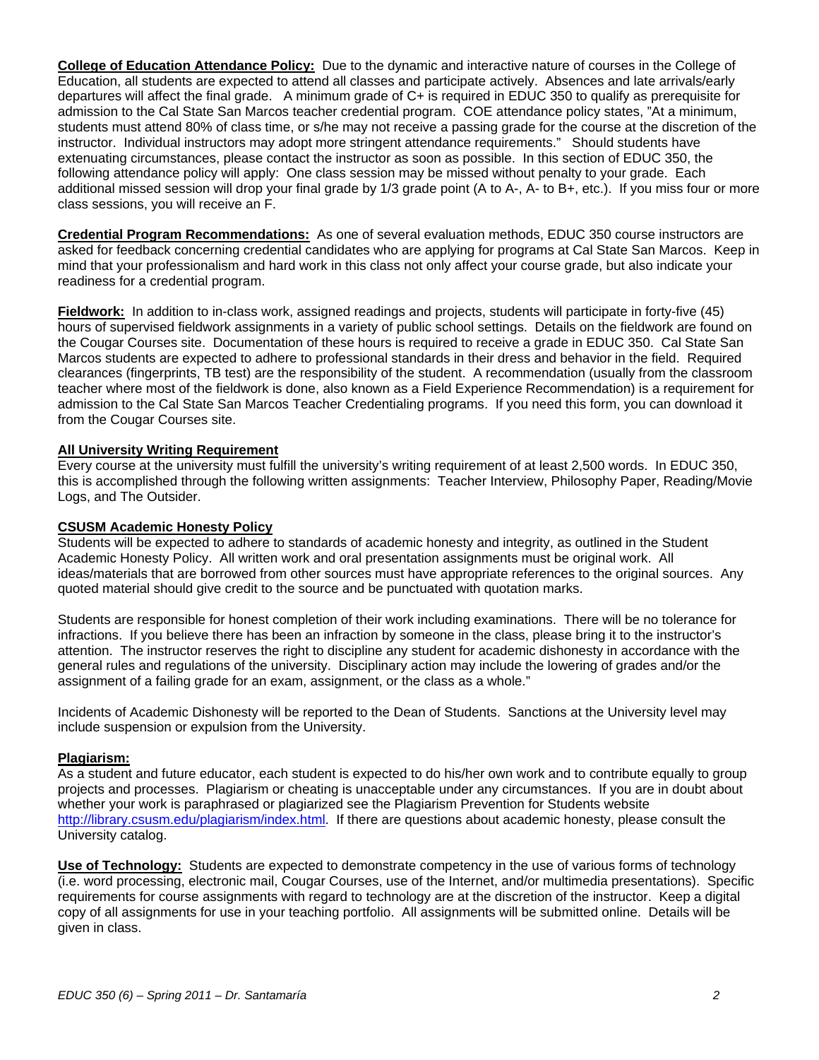**College of Education Attendance Policy:** Due to the dynamic and interactive nature of courses in the College of Education, all students are expected to attend all classes and participate actively. Absences and late arrivals/early departures will affect the final grade. A minimum grade of C+ is required in EDUC 350 to qualify as prerequisite for admission to the Cal State San Marcos teacher credential program. COE attendance policy states, "At a minimum, students must attend 80% of class time, or s/he may not receive a passing grade for the course at the discretion of the instructor. Individual instructors may adopt more stringent attendance requirements." Should students have extenuating circumstances, please contact the instructor as soon as possible. In this section of EDUC 350, the following attendance policy will apply: One class session may be missed without penalty to your grade. Each additional missed session will drop your final grade by 1/3 grade point (A to A-, A- to B+, etc.). If you miss four or more class sessions, you will receive an F.

**Credential Program Recommendations:** As one of several evaluation methods, EDUC 350 course instructors are asked for feedback concerning credential candidates who are applying for programs at Cal State San Marcos. Keep in mind that your professionalism and hard work in this class not only affect your course grade, but also indicate your readiness for a credential program.

**Fieldwork:** In addition to in-class work, assigned readings and projects, students will participate in forty-five (45) hours of supervised fieldwork assignments in a variety of public school settings. Details on the fieldwork are found on the Cougar Courses site. Documentation of these hours is required to receive a grade in EDUC 350. Cal State San Marcos students are expected to adhere to professional standards in their dress and behavior in the field. Required clearances (fingerprints, TB test) are the responsibility of the student. A recommendation (usually from the classroom teacher where most of the fieldwork is done, also known as a Field Experience Recommendation) is a requirement for admission to the Cal State San Marcos Teacher Credentialing programs. If you need this form, you can download it from the Cougar Courses site.

**All University Writing Requirement**

Every course at the university must fulfill the university's writing requirement of at least 2,500 words. In EDUC 350, this is accomplished through the following written assignments: Teacher Interview, Philosophy Paper, Reading/Movie Logs, and The Outsider.

**CSUSM Academic Honesty Policy**

Students will be expected to adhere to standards of academic honesty and integrity, as outlined in the Student Academic Honesty Policy. All written work and oral presentation assignments must be original work. All ideas/materials that are borrowed from other sources must have appropriate references to the original sources. Any quoted material should give credit to the source and be punctuated with quotation marks.

Students are responsible for honest completion of their work including examinations. There will be no tolerance for infractions. If you believe there has been an infraction by someone in the class, please bring it to the instructor's attention. The instructor reserves the right to discipline any student for academic dishonesty in accordance with the general rules and regulations of the university. Disciplinary action may include the lowering of grades and/or the assignment of a failing grade for an exam, assignment, or the class as a whole."

Incidents of Academic Dishonesty will be reported to the Dean of Students. Sanctions at the University level may include suspension or expulsion from the University.

**Plagiarism:**

As a student and future educator, each student is expected to do his/her own work and to contribute equally to group projects and processes. Plagiarism or cheating is unacceptable under any circumstances. If you are in doubt about whether your work is paraphrased or plagiarized see the Plagiarism Prevention for Students website http://library.csusm.edu/plagiarism/index.html. If there are questions about academic honesty, please consult the University catalog.

**Use of Technology:** Students are expected to demonstrate competency in the use of various forms of technology (i.e. word processing, electronic mail, Cougar Courses, use of the Internet, and/or multimedia presentations). Specific requirements for course assignments with regard to technology are at the discretion of the instructor. Keep a digital copy of all assignments for use in your teaching portfolio. All assignments will be submitted online. Details will be given in class.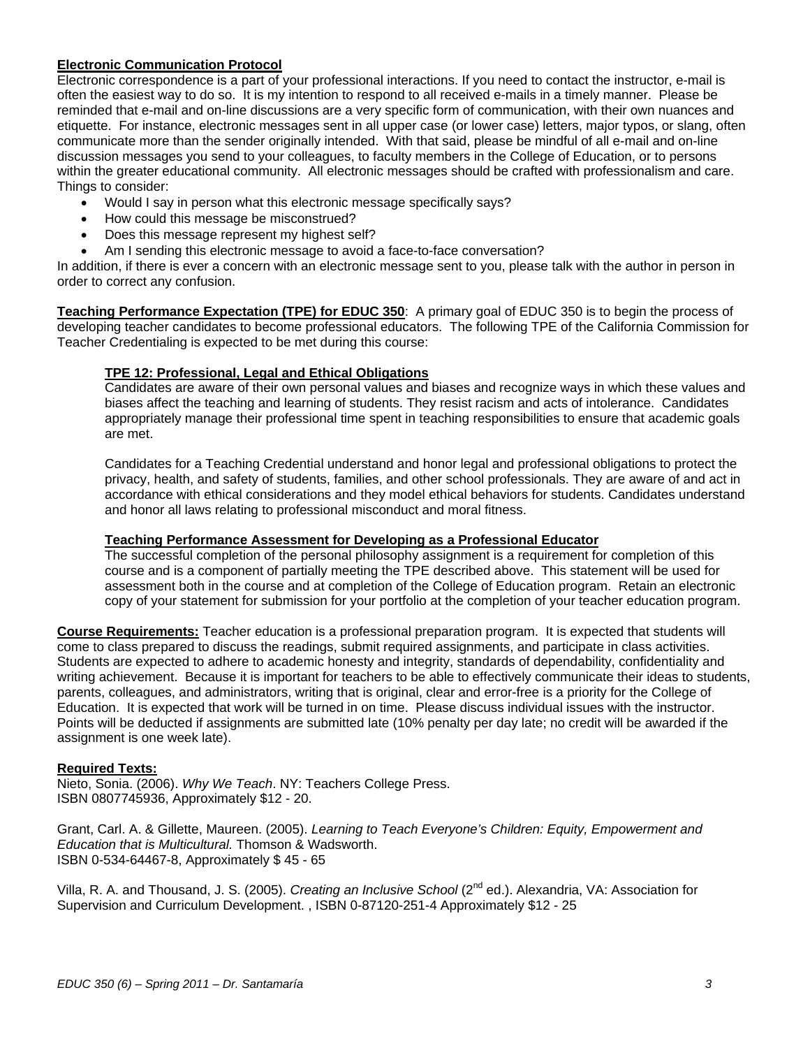**Electronic Communication Protocol**

Electronic correspondence is a part of your professional interactions. If you need to contact the instructor, e-mail is often the easiest way to do so. It is my intention to respond to all received e-mails in a timely manner. Please be reminded that e-mail and on-line discussions are a very specific form of communication, with their own nuances and etiquette. For instance, electronic messages sent in all upper case (or lower case) letters, major typos, or slang, often communicate more than the sender originally intended. With that said, please be mindful of all e-mail and on-line discussion messages you send to your colleagues, to faculty members in the College of Education, or to persons within the greater educational community. All electronic messages should be crafted with professionalism and care. Things to consider:

- Would I say in person what this electronic message specifically says?
- How could this message be misconstrued?
- Does this message represent my highest self?
- Am I sending this electronic message to avoid a face-to-face conversation?

In addition, if there is ever a concern with an electronic message sent to you, please talk with the author in person in order to correct any confusion.

**Teaching Performance Expectation (TPE) for EDUC 350**: A primary goal of EDUC 350 is to begin the process of developing teacher candidates to become professional educators. The following TPE of the California Commission for Teacher Credentialing is expected to be met during this course:

> **TPE 12: Professional, Legal and Ethical Obligations**
>
> Candidates are aware of their own personal values and biases and recognize ways in which these values and biases affect the teaching and learning of students. They resist racism and acts of intolerance. Candidates appropriately manage their professional time spent in teaching responsibilities to ensure that academic goals are met.
>
> Candidates for a Teaching Credential understand and honor legal and professional obligations to protect the privacy, health, and safety of students, families, and other school professionals. They are aware of and act in accordance with ethical considerations and they model ethical behaviors for students. Candidates understand and honor all laws relating to professional misconduct and moral fitness.
>
> **Teaching Performance Assessment for Developing as a Professional Educator**
>
> The successful completion of the personal philosophy assignment is a requirement for completion of this course and is a component of partially meeting the TPE described above. This statement will be used for assessment both in the course and at completion of the College of Education program. Retain an electronic copy of your statement for submission for your portfolio at the completion of your teacher education program.

**Course Requirements:** Teacher education is a professional preparation program. It is expected that students will come to class prepared to discuss the readings, submit required assignments, and participate in class activities. Students are expected to adhere to academic honesty and integrity, standards of dependability, confidentiality and writing achievement. Because it is important for teachers to be able to effectively communicate their ideas to students, parents, colleagues, and administrators, writing that is original, clear and error-free is a priority for the College of Education. It is expected that work will be turned in on time. Please discuss individual issues with the instructor. Points will be deducted if assignments are submitted late (10% penalty per day late; no credit will be awarded if the assignment is one week late).

**Required Texts:**

Nieto, Sonia. (2006). *Why We Teach*. NY: Teachers College Press.
ISBN 0807745936, Approximately $12 - 20.

Grant, Carl. A. & Gillette, Maureen. (2005). *Learning to Teach Everyone's Children: Equity, Empowerment and Education that is Multicultural.* Thomson & Wadsworth.
ISBN 0-534-64467-8, Approximately $ 45 - 65

Villa, R. A. and Thousand, J. S. (2005). *Creating an Inclusive School* (2nd ed.). Alexandria, VA: Association for Supervision and Curriculum Development. , ISBN 0-87120-251-4 Approximately $12 - 25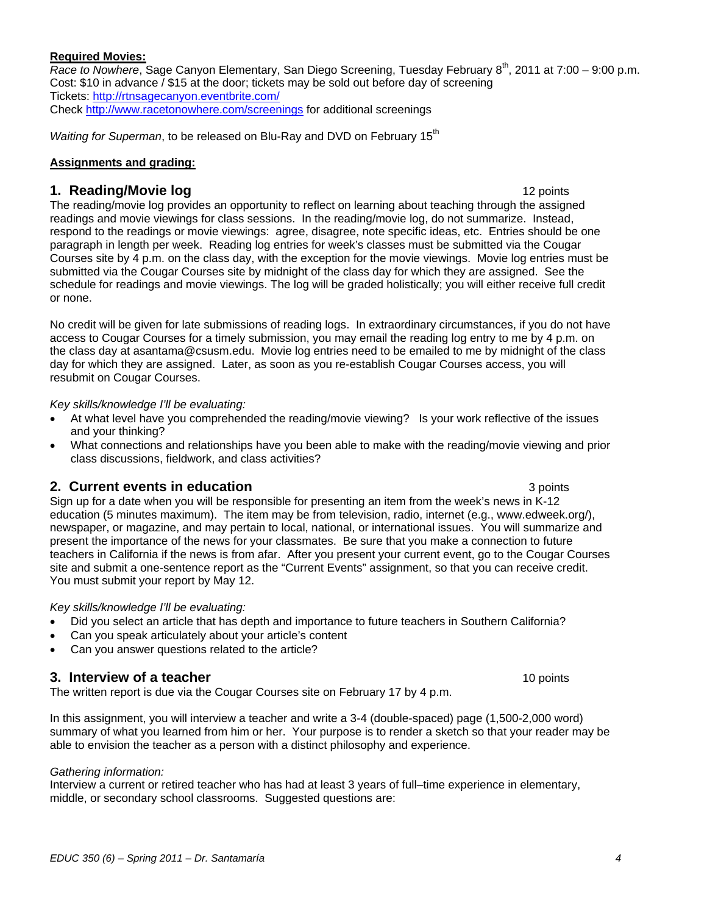**Required Movies:**

*Race to Nowhere*, Sage Canyon Elementary, San Diego Screening, Tuesday February 8th, 2011 at 7:00 – 9:00 p.m.
Cost: $10 in advance / $15 at the door; tickets may be sold out before day of screening
Tickets: http://rtnsagecanyon.eventbrite.com/
Check http://www.racetonowhere.com/screenings for additional screenings

*Waiting for Superman*, to be released on Blu-Ray and DVD on February 15th

**Assignments and grading:**

## 1. Reading/Movie log — 12 points

The reading/movie log provides an opportunity to reflect on learning about teaching through the assigned readings and movie viewings for class sessions. In the reading/movie log, do not summarize. Instead, respond to the readings or movie viewings: agree, disagree, note specific ideas, etc. Entries should be one paragraph in length per week. Reading log entries for week's classes must be submitted via the Cougar Courses site by 4 p.m. on the class day, with the exception for the movie viewings. Movie log entries must be submitted via the Cougar Courses site by midnight of the class day for which they are assigned. See the schedule for readings and movie viewings. The log will be graded holistically; you will either receive full credit or none.

No credit will be given for late submissions of reading logs. In extraordinary circumstances, if you do not have access to Cougar Courses for a timely submission, you may email the reading log entry to me by 4 p.m. on the class day at asantama@csusm.edu. Movie log entries need to be emailed to me by midnight of the class day for which they are assigned. Later, as soon as you re-establish Cougar Courses access, you will resubmit on Cougar Courses.

*Key skills/knowledge I'll be evaluating:*

- At what level have you comprehended the reading/movie viewing? Is your work reflective of the issues and your thinking?
- What connections and relationships have you been able to make with the reading/movie viewing and prior class discussions, fieldwork, and class activities?

## 2. Current events in education — 3 points

Sign up for a date when you will be responsible for presenting an item from the week's news in K-12 education (5 minutes maximum). The item may be from television, radio, internet (e.g., www.edweek.org/), newspaper, or magazine, and may pertain to local, national, or international issues. You will summarize and present the importance of the news for your classmates. Be sure that you make a connection to future teachers in California if the news is from afar. After you present your current event, go to the Cougar Courses site and submit a one-sentence report as the "Current Events" assignment, so that you can receive credit. You must submit your report by May 12.

*Key skills/knowledge I'll be evaluating:*

- Did you select an article that has depth and importance to future teachers in Southern California?
- Can you speak articulately about your article's content
- Can you answer questions related to the article?

## 3. Interview of a teacher — 10 points

The written report is due via the Cougar Courses site on February 17 by 4 p.m.

In this assignment, you will interview a teacher and write a 3-4 (double-spaced) page (1,500-2,000 word) summary of what you learned from him or her. Your purpose is to render a sketch so that your reader may be able to envision the teacher as a person with a distinct philosophy and experience.

*Gathering information:*
Interview a current or retired teacher who has had at least 3 years of full–time experience in elementary, middle, or secondary school classrooms. Suggested questions are: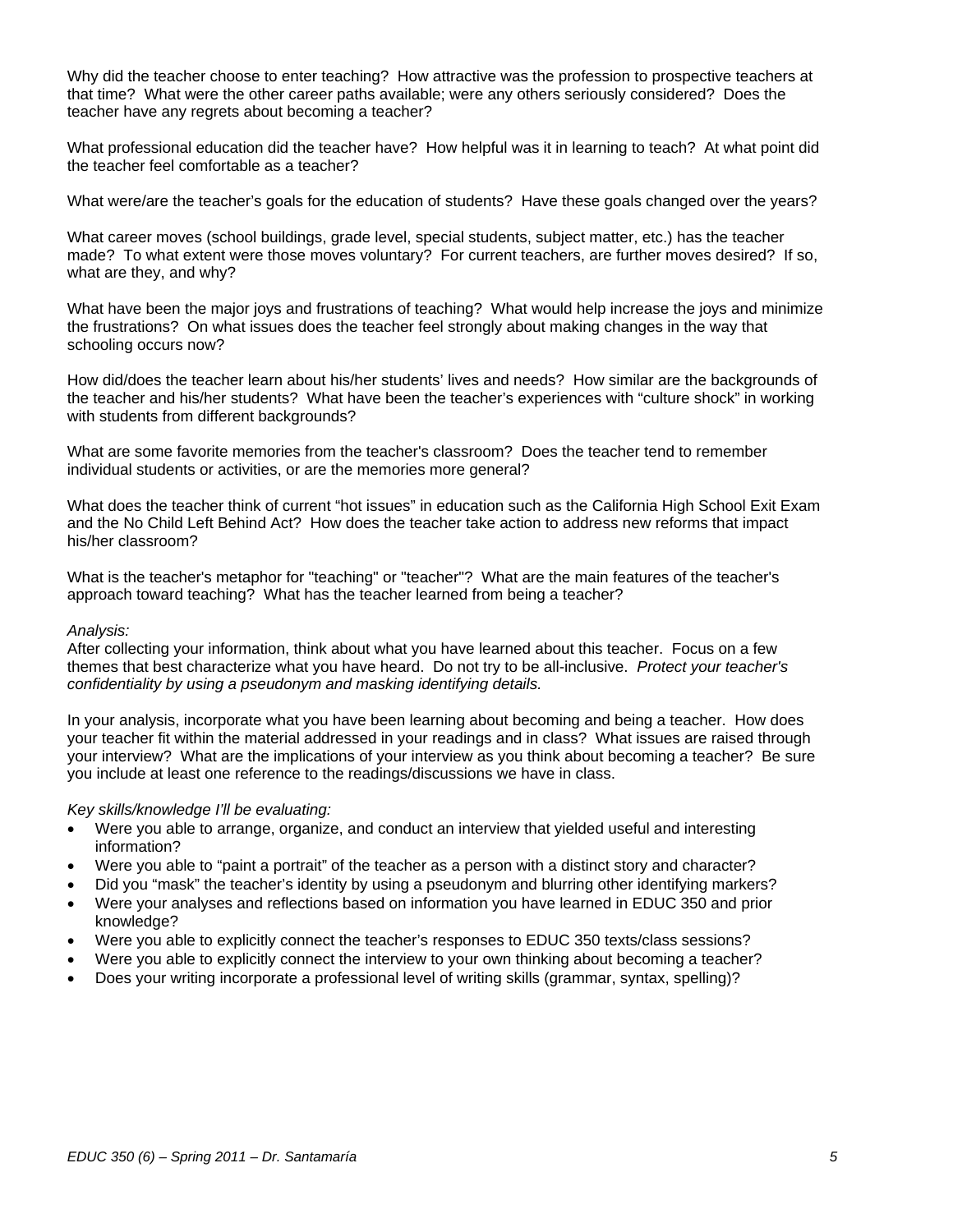Why did the teacher choose to enter teaching? How attractive was the profession to prospective teachers at that time? What were the other career paths available; were any others seriously considered? Does the teacher have any regrets about becoming a teacher?

What professional education did the teacher have? How helpful was it in learning to teach? At what point did the teacher feel comfortable as a teacher?

What were/are the teacher's goals for the education of students? Have these goals changed over the years?

What career moves (school buildings, grade level, special students, subject matter, etc.) has the teacher made? To what extent were those moves voluntary? For current teachers, are further moves desired? If so, what are they, and why?

What have been the major joys and frustrations of teaching? What would help increase the joys and minimize the frustrations? On what issues does the teacher feel strongly about making changes in the way that schooling occurs now?

How did/does the teacher learn about his/her students' lives and needs? How similar are the backgrounds of the teacher and his/her students? What have been the teacher's experiences with "culture shock" in working with students from different backgrounds?

What are some favorite memories from the teacher's classroom? Does the teacher tend to remember individual students or activities, or are the memories more general?

What does the teacher think of current "hot issues" in education such as the California High School Exit Exam and the No Child Left Behind Act? How does the teacher take action to address new reforms that impact his/her classroom?

What is the teacher's metaphor for "teaching" or "teacher"? What are the main features of the teacher's approach toward teaching? What has the teacher learned from being a teacher?

*Analysis:*
After collecting your information, think about what you have learned about this teacher. Focus on a few themes that best characterize what you have heard. Do not try to be all-inclusive. *Protect your teacher's confidentiality by using a pseudonym and masking identifying details.*

In your analysis, incorporate what you have been learning about becoming and being a teacher. How does your teacher fit within the material addressed in your readings and in class? What issues are raised through your interview? What are the implications of your interview as you think about becoming a teacher? Be sure you include at least one reference to the readings/discussions we have in class.

*Key skills/knowledge I'll be evaluating:*

- Were you able to arrange, organize, and conduct an interview that yielded useful and interesting information?
- Were you able to "paint a portrait" of the teacher as a person with a distinct story and character?
- Did you "mask" the teacher's identity by using a pseudonym and blurring other identifying markers?
- Were your analyses and reflections based on information you have learned in EDUC 350 and prior knowledge?
- Were you able to explicitly connect the teacher's responses to EDUC 350 texts/class sessions?
- Were you able to explicitly connect the interview to your own thinking about becoming a teacher?
- Does your writing incorporate a professional level of writing skills (grammar, syntax, spelling)?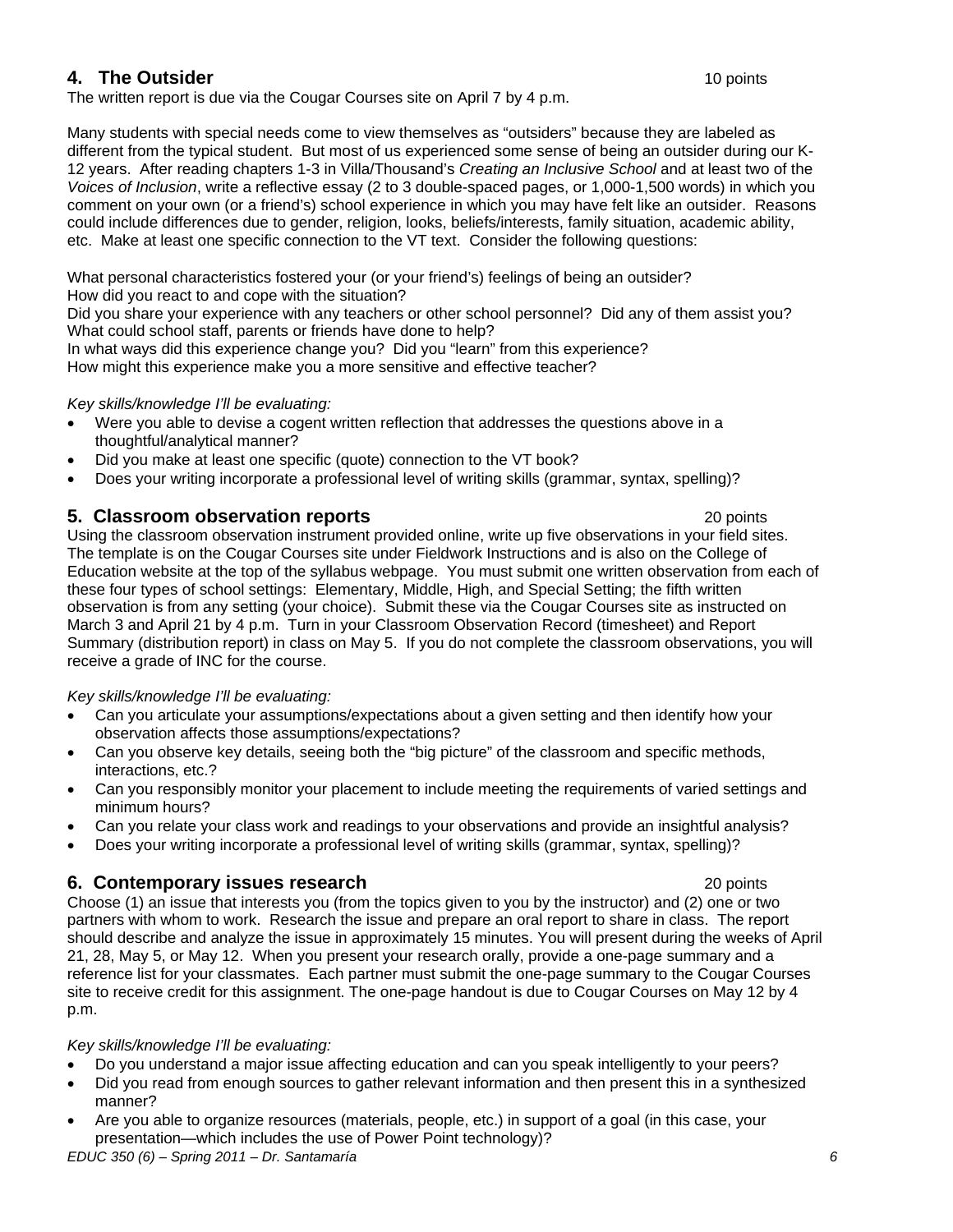## 4. The Outsider 10 points

The written report is due via the Cougar Courses site on April 7 by 4 p.m.

Many students with special needs come to view themselves as "outsiders" because they are labeled as different from the typical student. But most of us experienced some sense of being an outsider during our K-12 years. After reading chapters 1-3 in Villa/Thousand's *Creating an Inclusive School* and at least two of the *Voices of Inclusion*, write a reflective essay (2 to 3 double-spaced pages, or 1,000-1,500 words) in which you comment on your own (or a friend's) school experience in which you may have felt like an outsider. Reasons could include differences due to gender, religion, looks, beliefs/interests, family situation, academic ability, etc. Make at least one specific connection to the VT text. Consider the following questions:

What personal characteristics fostered your (or your friend's) feelings of being an outsider?
How did you react to and cope with the situation?
Did you share your experience with any teachers or other school personnel? Did any of them assist you?
What could school staff, parents or friends have done to help?
In what ways did this experience change you? Did you "learn" from this experience?
How might this experience make you a more sensitive and effective teacher?

*Key skills/knowledge I'll be evaluating:*

- Were you able to devise a cogent written reflection that addresses the questions above in a thoughtful/analytical manner?
- Did you make at least one specific (quote) connection to the VT book?
- Does your writing incorporate a professional level of writing skills (grammar, syntax, spelling)?

## 5. Classroom observation reports 20 points

Using the classroom observation instrument provided online, write up five observations in your field sites. The template is on the Cougar Courses site under Fieldwork Instructions and is also on the College of Education website at the top of the syllabus webpage. You must submit one written observation from each of these four types of school settings: Elementary, Middle, High, and Special Setting; the fifth written observation is from any setting (your choice). Submit these via the Cougar Courses site as instructed on March 3 and April 21 by 4 p.m. Turn in your Classroom Observation Record (timesheet) and Report Summary (distribution report) in class on May 5. If you do not complete the classroom observations, you will receive a grade of INC for the course.

*Key skills/knowledge I'll be evaluating:*

- Can you articulate your assumptions/expectations about a given setting and then identify how your observation affects those assumptions/expectations?
- Can you observe key details, seeing both the "big picture" of the classroom and specific methods, interactions, etc.?
- Can you responsibly monitor your placement to include meeting the requirements of varied settings and minimum hours?
- Can you relate your class work and readings to your observations and provide an insightful analysis?
- Does your writing incorporate a professional level of writing skills (grammar, syntax, spelling)?

## 6. Contemporary issues research 20 points

Choose (1) an issue that interests you (from the topics given to you by the instructor) and (2) one or two partners with whom to work. Research the issue and prepare an oral report to share in class. The report should describe and analyze the issue in approximately 15 minutes. You will present during the weeks of April 21, 28, May 5, or May 12. When you present your research orally, provide a one-page summary and a reference list for your classmates. Each partner must submit the one-page summary to the Cougar Courses site to receive credit for this assignment. The one-page handout is due to Cougar Courses on May 12 by 4 p.m.

*Key skills/knowledge I'll be evaluating:*

- Do you understand a major issue affecting education and can you speak intelligently to your peers?
- Did you read from enough sources to gather relevant information and then present this in a synthesized manner?
- Are you able to organize resources (materials, people, etc.) in support of a goal (in this case, your presentation—which includes the use of Power Point technology)?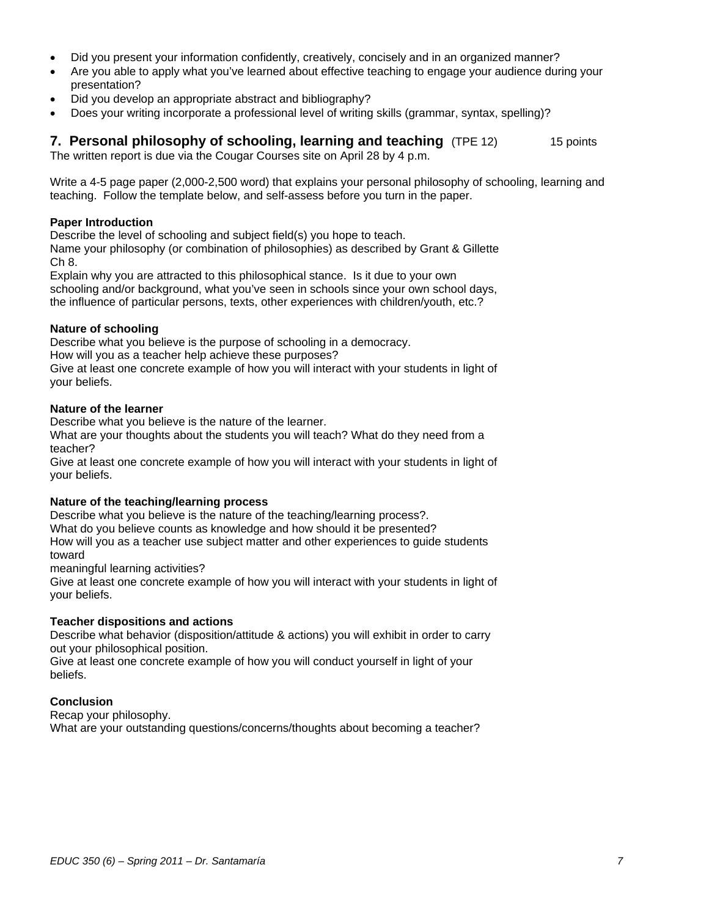- Did you present your information confidently, creatively, concisely and in an organized manner?
- Are you able to apply what you've learned about effective teaching to engage your audience during your presentation?
- Did you develop an appropriate abstract and bibliography?
- Does your writing incorporate a professional level of writing skills (grammar, syntax, spelling)?

## 7. Personal philosophy of schooling, learning and teaching (TPE 12) 15 points

The written report is due via the Cougar Courses site on April 28 by 4 p.m.

Write a 4-5 page paper (2,000-2,500 word) that explains your personal philosophy of schooling, learning and teaching. Follow the template below, and self-assess before you turn in the paper.

**Paper Introduction**
Describe the level of schooling and subject field(s) you hope to teach.
Name your philosophy (or combination of philosophies) as described by Grant & Gillette Ch 8.
Explain why you are attracted to this philosophical stance. Is it due to your own schooling and/or background, what you've seen in schools since your own school days, the influence of particular persons, texts, other experiences with children/youth, etc.?

**Nature of schooling**
Describe what you believe is the purpose of schooling in a democracy.
How will you as a teacher help achieve these purposes?
Give at least one concrete example of how you will interact with your students in light of your beliefs.

**Nature of the learner**
Describe what you believe is the nature of the learner.
What are your thoughts about the students you will teach? What do they need from a teacher?
Give at least one concrete example of how you will interact with your students in light of your beliefs.

**Nature of the teaching/learning process**
Describe what you believe is the nature of the teaching/learning process?.
What do you believe counts as knowledge and how should it be presented?
How will you as a teacher use subject matter and other experiences to guide students toward
meaningful learning activities?
Give at least one concrete example of how you will interact with your students in light of your beliefs.

**Teacher dispositions and actions**
Describe what behavior (disposition/attitude & actions) you will exhibit in order to carry out your philosophical position.
Give at least one concrete example of how you will conduct yourself in light of your beliefs.

**Conclusion**
Recap your philosophy.
What are your outstanding questions/concerns/thoughts about becoming a teacher?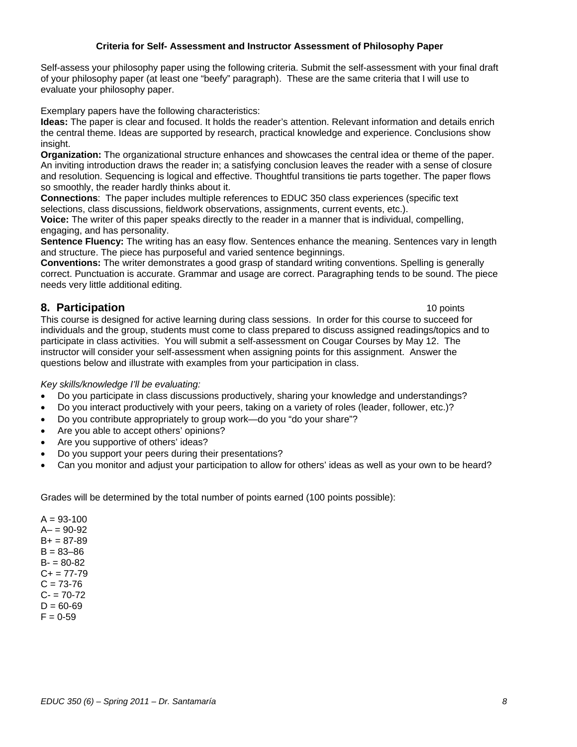**Criteria for Self- Assessment and Instructor Assessment of Philosophy Paper**

Self-assess your philosophy paper using the following criteria. Submit the self-assessment with your final draft of your philosophy paper (at least one "beefy" paragraph). These are the same criteria that I will use to evaluate your philosophy paper.

Exemplary papers have the following characteristics:

**Ideas:** The paper is clear and focused. It holds the reader's attention. Relevant information and details enrich the central theme. Ideas are supported by research, practical knowledge and experience. Conclusions show insight.

**Organization:** The organizational structure enhances and showcases the central idea or theme of the paper. An inviting introduction draws the reader in; a satisfying conclusion leaves the reader with a sense of closure and resolution. Sequencing is logical and effective. Thoughtful transitions tie parts together. The paper flows so smoothly, the reader hardly thinks about it.

**Connections**: The paper includes multiple references to EDUC 350 class experiences (specific text selections, class discussions, fieldwork observations, assignments, current events, etc.).

**Voice:** The writer of this paper speaks directly to the reader in a manner that is individual, compelling, engaging, and has personality.

**Sentence Fluency:** The writing has an easy flow. Sentences enhance the meaning. Sentences vary in length and structure. The piece has purposeful and varied sentence beginnings.

**Conventions:** The writer demonstrates a good grasp of standard writing conventions. Spelling is generally correct. Punctuation is accurate. Grammar and usage are correct. Paragraphing tends to be sound. The piece needs very little additional editing.

## 8. Participation — 10 points

This course is designed for active learning during class sessions. In order for this course to succeed for individuals and the group, students must come to class prepared to discuss assigned readings/topics and to participate in class activities. You will submit a self-assessment on Cougar Courses by May 12. The instructor will consider your self-assessment when assigning points for this assignment. Answer the questions below and illustrate with examples from your participation in class.

*Key skills/knowledge I'll be evaluating:*

- Do you participate in class discussions productively, sharing your knowledge and understandings?
- Do you interact productively with your peers, taking on a variety of roles (leader, follower, etc.)?
- Do you contribute appropriately to group work—do you "do your share"?
- Are you able to accept others' opinions?
- Are you supportive of others' ideas?
- Do you support your peers during their presentations?
- Can you monitor and adjust your participation to allow for others' ideas as well as your own to be heard?

Grades will be determined by the total number of points earned (100 points possible):

A = 93-100
A– = 90-92
B+ = 87-89
B = 83–86
B- = 80-82
C+ = 77-79
C = 73-76
C- = 70-72
D = 60-69
F = 0-59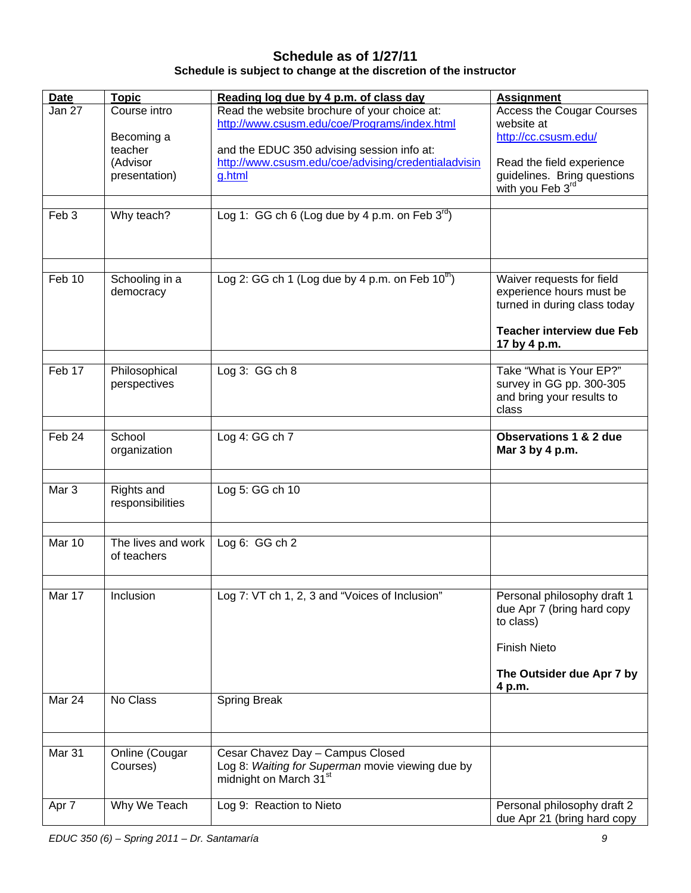## Schedule as of 1/27/11

**Schedule is subject to change at the discretion of the instructor**

| Date | Topic | Reading log due by 4 p.m. of class day | Assignment |
|---|---|---|---|
| Jan 27 | Course intro<br><br>Becoming a teacher (Advisor presentation) | Read the website brochure of your choice at: http://www.csusm.edu/coe/Programs/index.html<br><br>and the EDUC 350 advising session info at: http://www.csusm.edu/coe/advising/credentialadvising.html | Access the Cougar Courses website at http://cc.csusm.edu/<br><br>Read the field experience guidelines. Bring questions with you Feb 3rd |
| | | | |
| Feb 3 | Why teach? | Log 1: GG ch 6 (Log due by 4 p.m. on Feb 3rd) | |
| | | | |
| Feb 10 | Schooling in a democracy | Log 2: GG ch 1 (Log due by 4 p.m. on Feb 10th) | Waiver requests for field experience hours must be turned in during class today<br><br>**Teacher interview due Feb 17 by 4 p.m.** |
| | | | |
| Feb 17 | Philosophical perspectives | Log 3: GG ch 8 | Take "What is Your EP?" survey in GG pp. 300-305 and bring your results to class |
| | | | |
| Feb 24 | School organization | Log 4: GG ch 7 | **Observations 1 & 2 due Mar 3 by 4 p.m.** |
| | | | |
| Mar 3 | Rights and responsibilities | Log 5: GG ch 10 | |
| | | | |
| Mar 10 | The lives and work of teachers | Log 6: GG ch 2 | |
| | | | |
| Mar 17 | Inclusion | Log 7: VT ch 1, 2, 3 and "Voices of Inclusion" | Personal philosophy draft 1 due Apr 7 (bring hard copy to class)<br><br>Finish Nieto<br><br>**The Outsider due Apr 7 by 4 p.m.** |
| Mar 24 | No Class | Spring Break | |
| | | | |
| Mar 31 | Online (Cougar Courses) | Cesar Chavez Day – Campus Closed<br>Log 8: *Waiting for Superman* movie viewing due by midnight on March 31st | |
| Apr 7 | Why We Teach | Log 9: Reaction to Nieto | Personal philosophy draft 2 due Apr 21 (bring hard copy |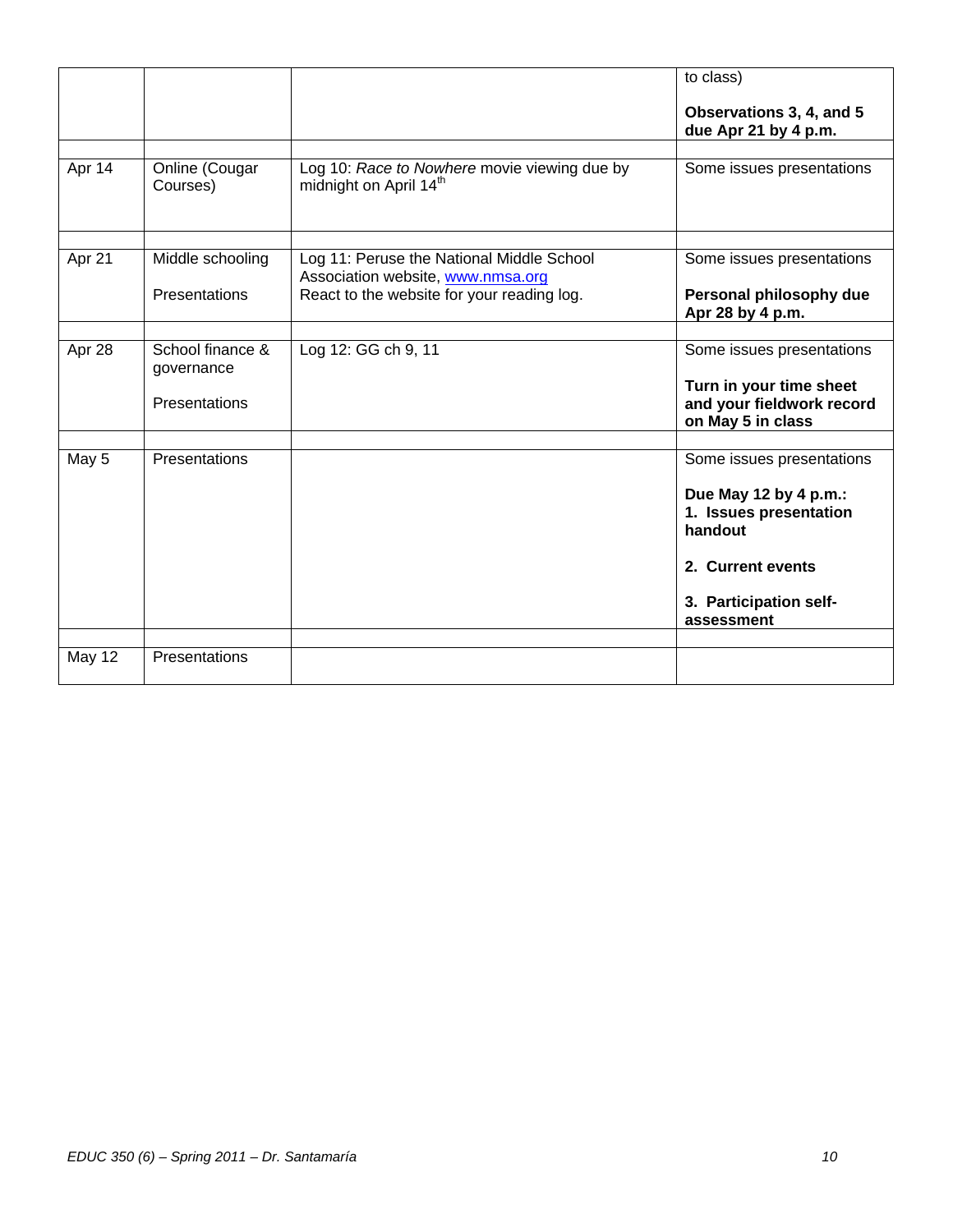| | | | |
|---|---|---|---|
| | | | to class)<br><br>**Observations 3, 4, and 5 due Apr 21 by 4 p.m.** |
| Apr 14 | Online (Cougar Courses) | Log 10: *Race to Nowhere* movie viewing due by midnight on April 14th | Some issues presentations |
| Apr 21 | Middle schooling<br><br>Presentations | Log 11: Peruse the National Middle School Association website, www.nmsa.org<br>React to the website for your reading log. | Some issues presentations<br><br>**Personal philosophy due Apr 28 by 4 p.m.** |
| Apr 28 | School finance & governance<br><br>Presentations | Log 12: GG ch 9, 11 | Some issues presentations<br><br>**Turn in your time sheet and your fieldwork record on May 5 in class** |
| May 5 | Presentations | | Some issues presentations<br><br>**Due May 12 by 4 p.m.:**<br>**1. Issues presentation handout**<br><br>**2. Current events**<br><br>**3. Participation self-assessment** |
| May 12 | Presentations | | |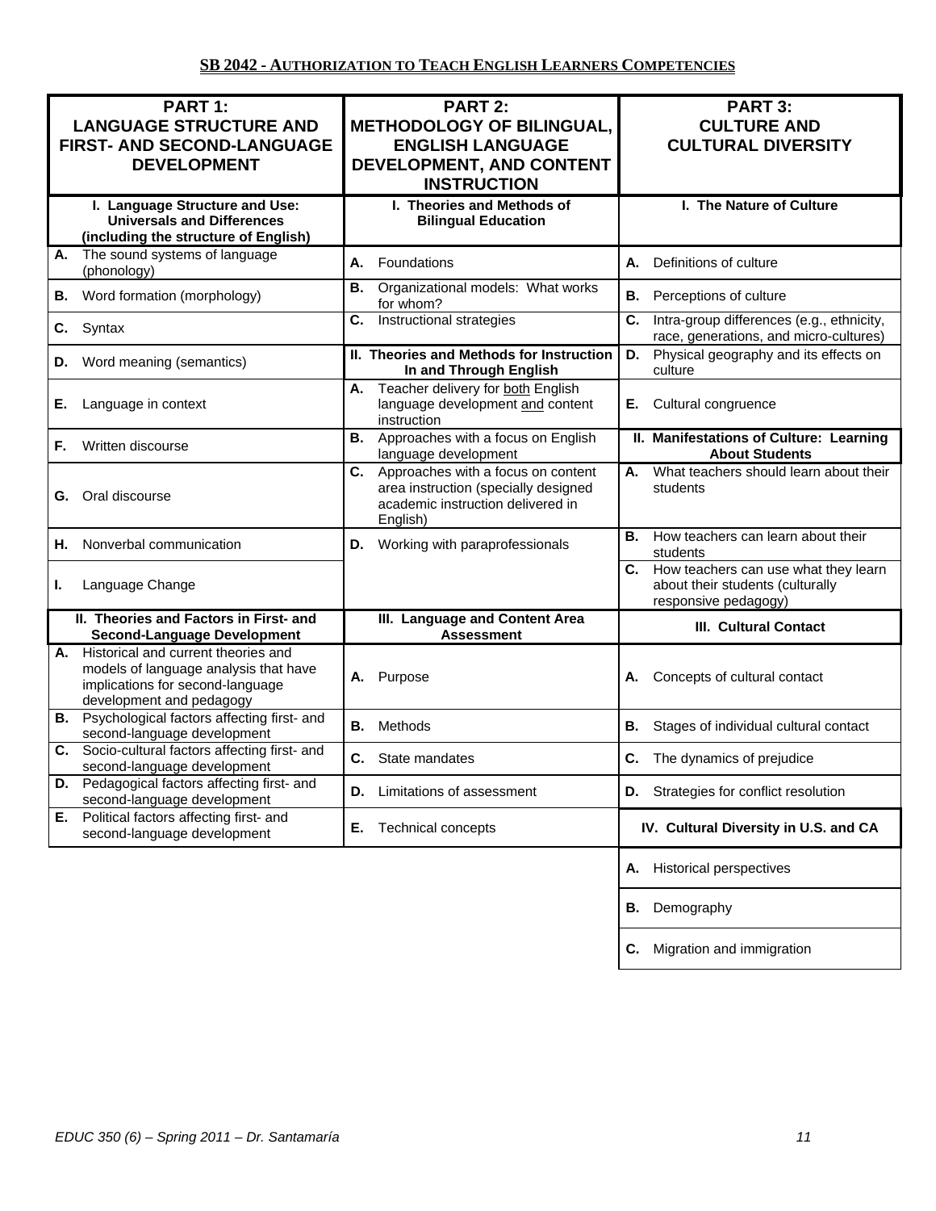## SB 2042 - Authorization to Teach English Learners Competencies

| PART 1: LANGUAGE STRUCTURE AND FIRST- AND SECOND-LANGUAGE DEVELOPMENT | PART 2: METHODOLOGY OF BILINGUAL, ENGLISH LANGUAGE DEVELOPMENT, AND CONTENT INSTRUCTION | PART 3: CULTURE AND CULTURAL DIVERSITY |
|---|---|---|
| **I. Language Structure and Use: Universals and Differences (including the structure of English)** | **I. Theories and Methods of Bilingual Education** | **I. The Nature of Culture** |
| **A.** The sound systems of language (phonology) | **A.** Foundations | **A.** Definitions of culture |
| **B.** Word formation (morphology) | **B.** Organizational models: What works for whom? | **B.** Perceptions of culture |
| **C.** Syntax | **C.** Instructional strategies | **C.** Intra-group differences (e.g., ethnicity, race, generations, and micro-cultures) |
| **D.** Word meaning (semantics) | **II. Theories and Methods for Instruction In and Through English** | **D.** Physical geography and its effects on culture |
| **E.** Language in context | **A.** Teacher delivery for both English language development and content instruction | **E.** Cultural congruence |
| **F.** Written discourse | **B.** Approaches with a focus on English language development | **II. Manifestations of Culture: Learning About Students** |
| **G.** Oral discourse | **C.** Approaches with a focus on content area instruction (specially designed academic instruction delivered in English) | **A.** What teachers should learn about their students |
| **H.** Nonverbal communication | **D.** Working with paraprofessionals | **B.** How teachers can learn about their students |
| **I.** Language Change | | **C.** How teachers can use what they learn about their students (culturally responsive pedagogy) |
| **II. Theories and Factors in First- and Second-Language Development** | **III. Language and Content Area Assessment** | **III. Cultural Contact** |
| **A.** Historical and current theories and models of language analysis that have implications for second-language development and pedagogy | **A.** Purpose | **A.** Concepts of cultural contact |
| **B.** Psychological factors affecting first- and second-language development | **B.** Methods | **B.** Stages of individual cultural contact |
| **C.** Socio-cultural factors affecting first- and second-language development | **C.** State mandates | **C.** The dynamics of prejudice |
| **D.** Pedagogical factors affecting first- and second-language development | **D.** Limitations of assessment | **D.** Strategies for conflict resolution |
| **E.** Political factors affecting first- and second-language development | **E.** Technical concepts | **IV. Cultural Diversity in U.S. and CA** |
| | | **A.** Historical perspectives |
| | | **B.** Demography |
| | | **C.** Migration and immigration |

*EDUC 350 (6) – Spring 2011 – Dr. Santamaría*